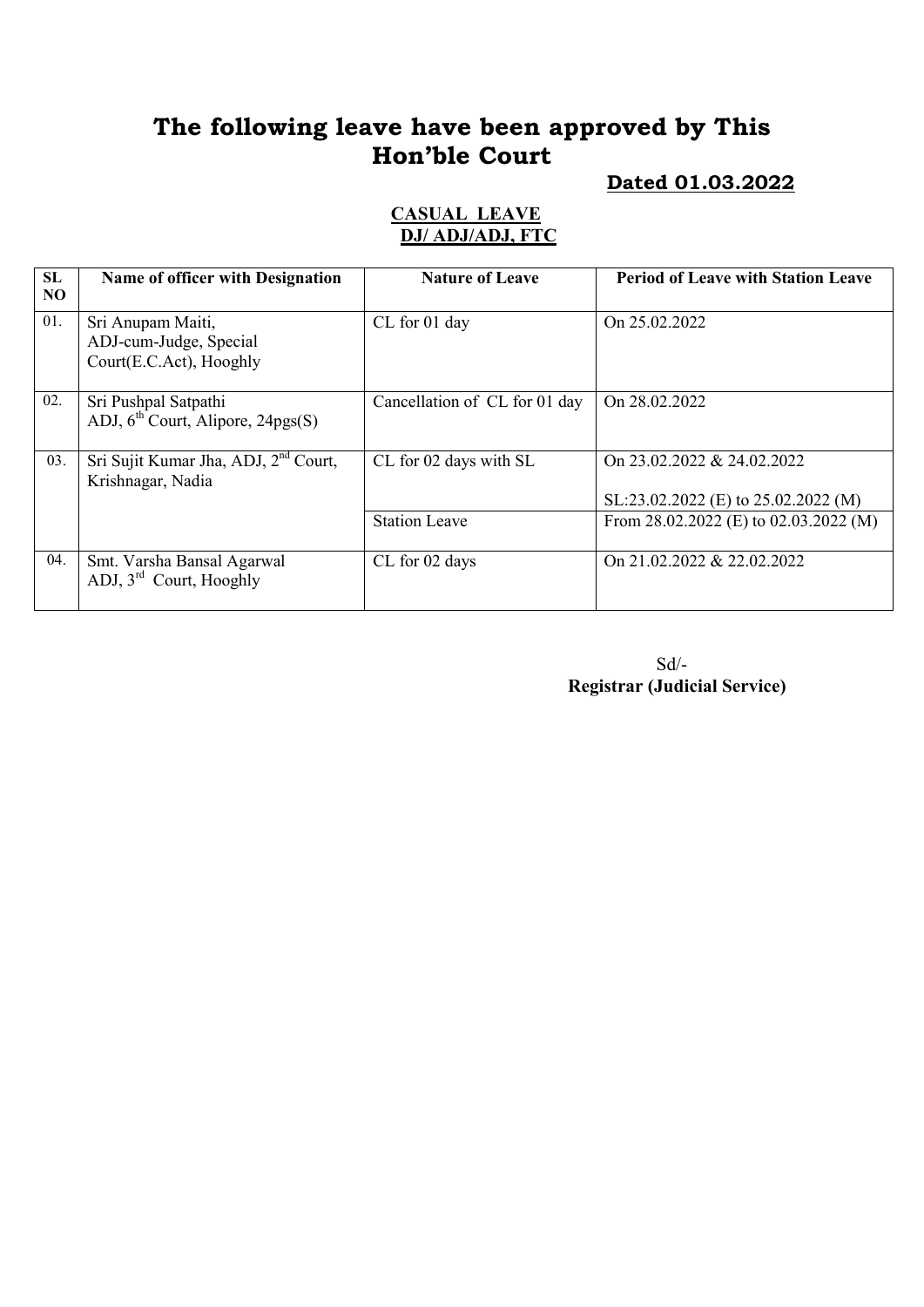# The following leave have been approved by This Hon'ble Court

**Dated 01.03.2022**

**CASUAL LEAVE**

**DJ/ ADJ/ADJ, FTC**

| SL NO | Name of officer with Designation | Nature of Leave | Period of Leave with Station Leave |
|---|---|---|---|
| 01. | Sri Anupam Maiti, ADJ-cum-Judge, Special Court(E.C.Act), Hooghly | CL for 01 day | On 25.02.2022 |
| 02. | Sri Pushpal Satpathi ADJ, 6th Court, Alipore, 24pgs(S) | Cancellation of CL for 01 day | On 28.02.2022 |
| 03. | Sri Sujit Kumar Jha, ADJ, 2nd Court, Krishnagar, Nadia | CL for 02 days with SL | On 23.02.2022 & 24.02.2022<br>SL:23.02.2022 (E) to 25.02.2022 (M) |
| | | Station Leave | From 28.02.2022 (E) to 02.03.2022 (M) |
| 04. | Smt. Varsha Bansal Agarwal ADJ, 3rd Court, Hooghly | CL for 02 days | On 21.02.2022 & 22.02.2022 |

Sd/-

**Registrar (Judicial Service)**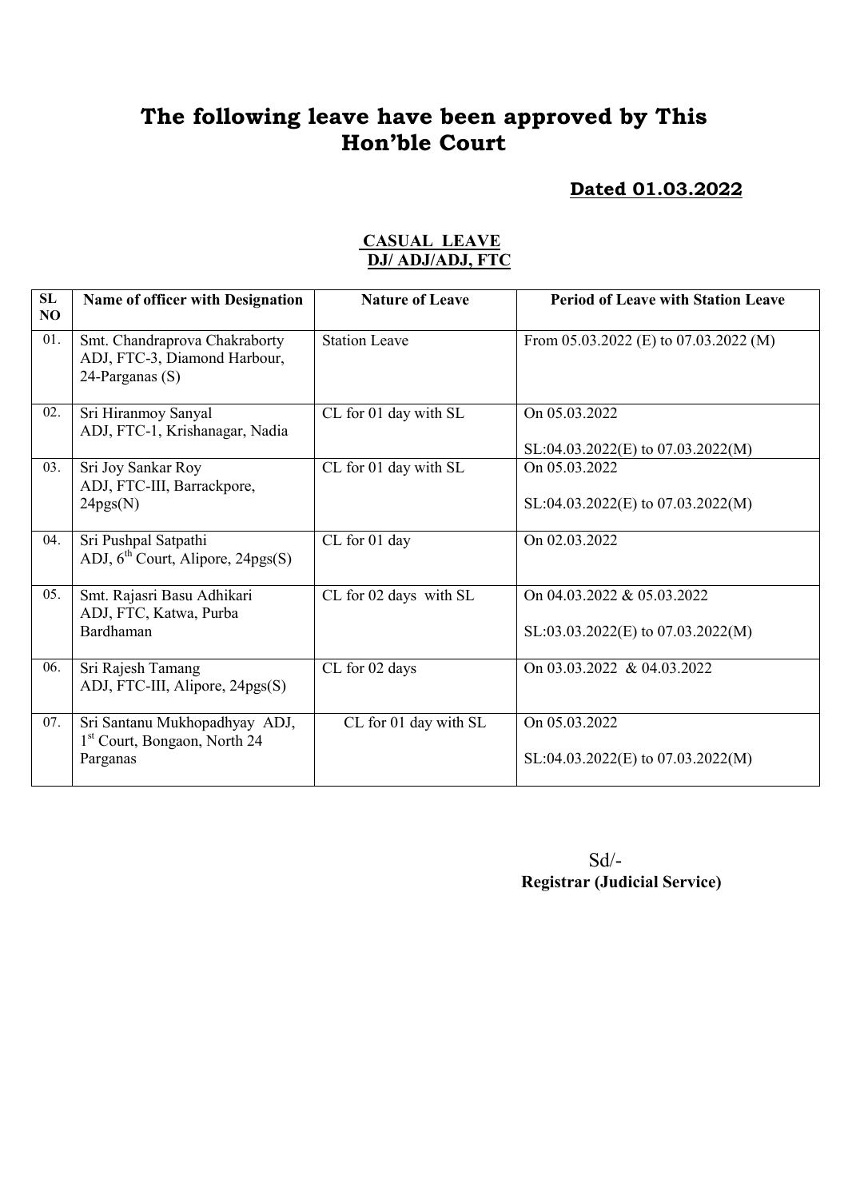# The following leave have been approved by This Hon'ble Court

**Dated 01.03.2022**

**CASUAL LEAVE**
**DJ/ ADJ/ADJ, FTC**

| SL NO | Name of officer with Designation | Nature of Leave | Period of Leave with Station Leave |
|---|---|---|---|
| 01. | Smt. Chandraprova Chakraborty ADJ, FTC-3, Diamond Harbour, 24-Parganas (S) | Station Leave | From 05.03.2022 (E) to 07.03.2022 (M) |
| 02. | Sri Hiranmoy Sanyal ADJ, FTC-1, Krishanagar, Nadia | CL for 01 day with SL | On 05.03.2022<br><br>SL:04.03.2022(E) to 07.03.2022(M) |
| 03. | Sri Joy Sankar Roy ADJ, FTC-III, Barrackpore, 24pgs(N) | CL for 01 day with SL | On 05.03.2022<br><br>SL:04.03.2022(E) to 07.03.2022(M) |
| 04. | Sri Pushpal Satpathi ADJ, 6th Court, Alipore, 24pgs(S) | CL for 01 day | On 02.03.2022 |
| 05. | Smt. Rajasri Basu Adhikari ADJ, FTC, Katwa, Purba Bardhaman | CL for 02 days with SL | On 04.03.2022 & 05.03.2022<br><br>SL:03.03.2022(E) to 07.03.2022(M) |
| 06. | Sri Rajesh Tamang ADJ, FTC-III, Alipore, 24pgs(S) | CL for 02 days | On 03.03.2022 & 04.03.2022 |
| 07. | Sri Santanu Mukhopadhyay ADJ, 1st Court, Bongaon, North 24 Parganas | CL for 01 day with SL | On 05.03.2022<br><br>SL:04.03.2022(E) to 07.03.2022(M) |

Sd/-
**Registrar (Judicial Service)**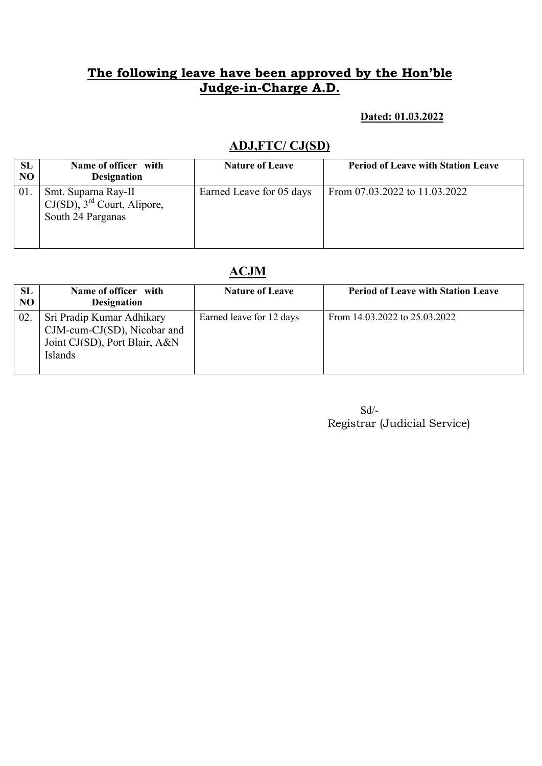## The following leave have been approved by the Hon'ble Judge-in-Charge A.D.

**Dated: 01.03.2022**

### ADJ,FTC/ CJ(SD)

| SL NO | Name of officer with Designation | Nature of Leave | Period of Leave with Station Leave |
|---|---|---|---|
| 01. | Smt. Suparna Ray-II CJ(SD), 3rd Court, Alipore, South 24 Parganas | Earned Leave for 05 days | From 07.03.2022 to 11.03.2022 |

### ACJM

| SL NO | Name of officer with Designation | Nature of Leave | Period of Leave with Station Leave |
|---|---|---|---|
| 02. | Sri Pradip Kumar Adhikary CJM-cum-CJ(SD), Nicobar and Joint CJ(SD), Port Blair, A&N Islands | Earned leave for 12 days | From 14.03.2022 to 25.03.2022 |

Sd/-
Registrar (Judicial Service)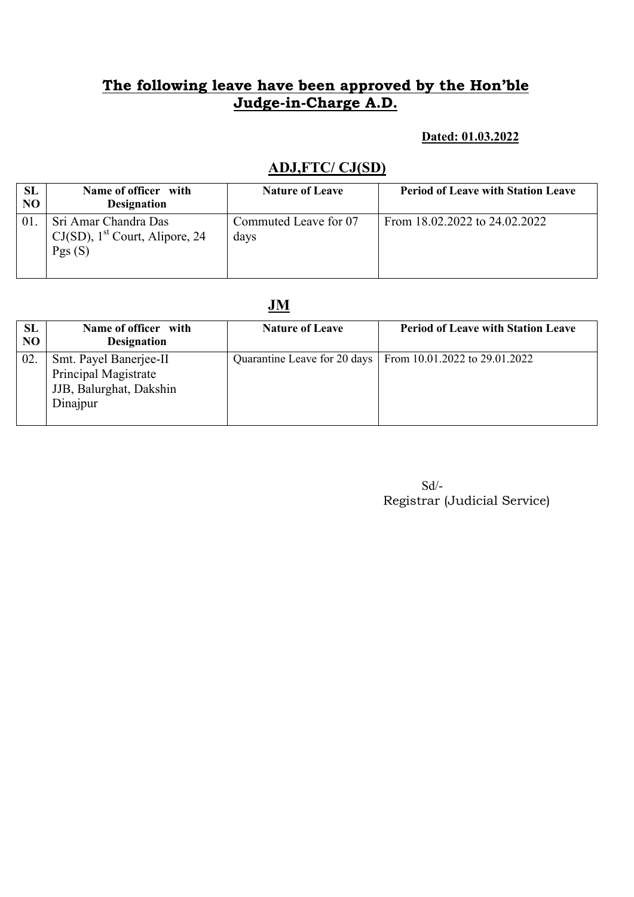# The following leave have been approved by the Hon'ble Judge-in-Charge A.D.

**Dated: 01.03.2022**

## ADJ,FTC/ CJ(SD)

| SL NO | Name of officer with Designation | Nature of Leave | Period of Leave with Station Leave |
|---|---|---|---|
| 01. | Sri Amar Chandra Das CJ(SD), 1st Court, Alipore, 24 Pgs (S) | Commuted Leave for 07 days | From 18.02.2022 to 24.02.2022 |

## JM

| SL NO | Name of officer with Designation | Nature of Leave | Period of Leave with Station Leave |
|---|---|---|---|
| 02. | Smt. Payel Banerjee-II Principal Magistrate JJB, Balurghat, Dakshin Dinajpur | Quarantine Leave for 20 days | From 10.01.2022 to 29.01.2022 |

Sd/-
Registrar (Judicial Service)